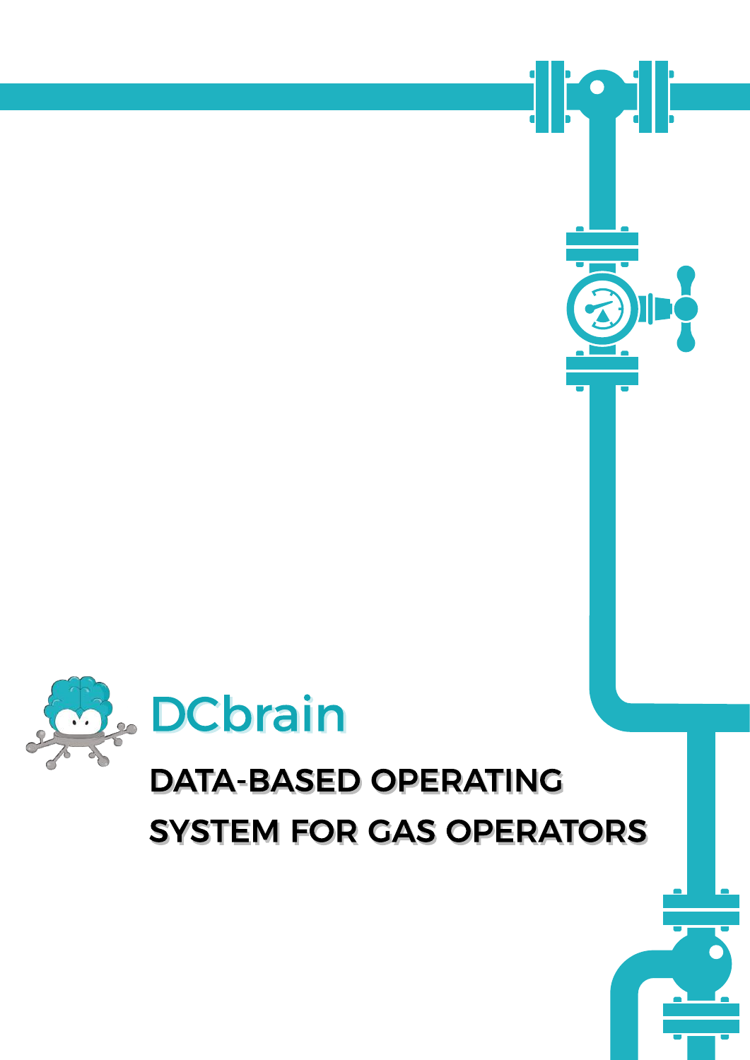# DCbrain

## DATA-BASED OPERATING SYSTEM FOR GAS OPERATORS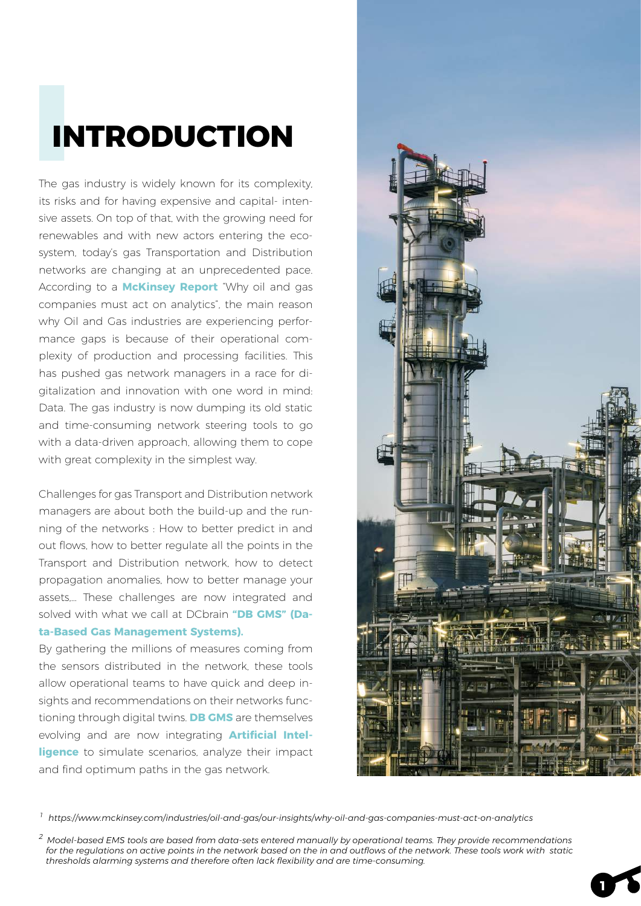# INTRODUCTION

The gas industry is widely known for its complexity, its risks and for having expensive and capital- intensive assets. On top of that, with the growing need for renewables and with new actors entering the ecosystem, today's gas Transportation and Distribution networks are changing at an unprecedented pace. According to a **McKinsey Report** "Why oil and gas companies must act on analytics", the main reason why Oil and Gas industries are experiencing performance gaps is because of their operational complexity of production and processing facilities. This has pushed gas network managers in a race for digitalization and innovation with one word in mind: Data. The gas industry is now dumping its old static and time-consuming network steering tools to go with a data-driven approach, allowing them to cope with great complexity in the simplest way.

Challenges for gas Transport and Distribution network managers are about both the build-up and the running of the networks : How to better predict in and out flows, how to better regulate all the points in the Transport and Distribution network, how to detect propagation anomalies, how to better manage your assets,... These challenges are now integrated and solved with what we call at DCbrain **"DB GMS" (Data-Based Gas Management Systems).**

By gathering the millions of measures coming from the sensors distributed in the network, these tools allow operational teams to have quick and deep insights and recommendations on their networks functioning through digital twins. **DB GMS** are themselves evolving and are now integrating **Artificial Intelligence** to simulate scenarios, analyze their impact and find optimum paths in the gas network.

[1] *https://www.mckinsey.com/industries/oil-and-gas/our-insights/why-oil-and-gas-companies-must-act-on-analytics*

[2] *Model-based EMS tools are based from data-sets entered manually by operational teams. They provide recommendations for the regulations on active points in the network based on the in and outflows of the network. These tools work with static thresholds alarming systems and therefore often lack flexibility and are time-consuming.*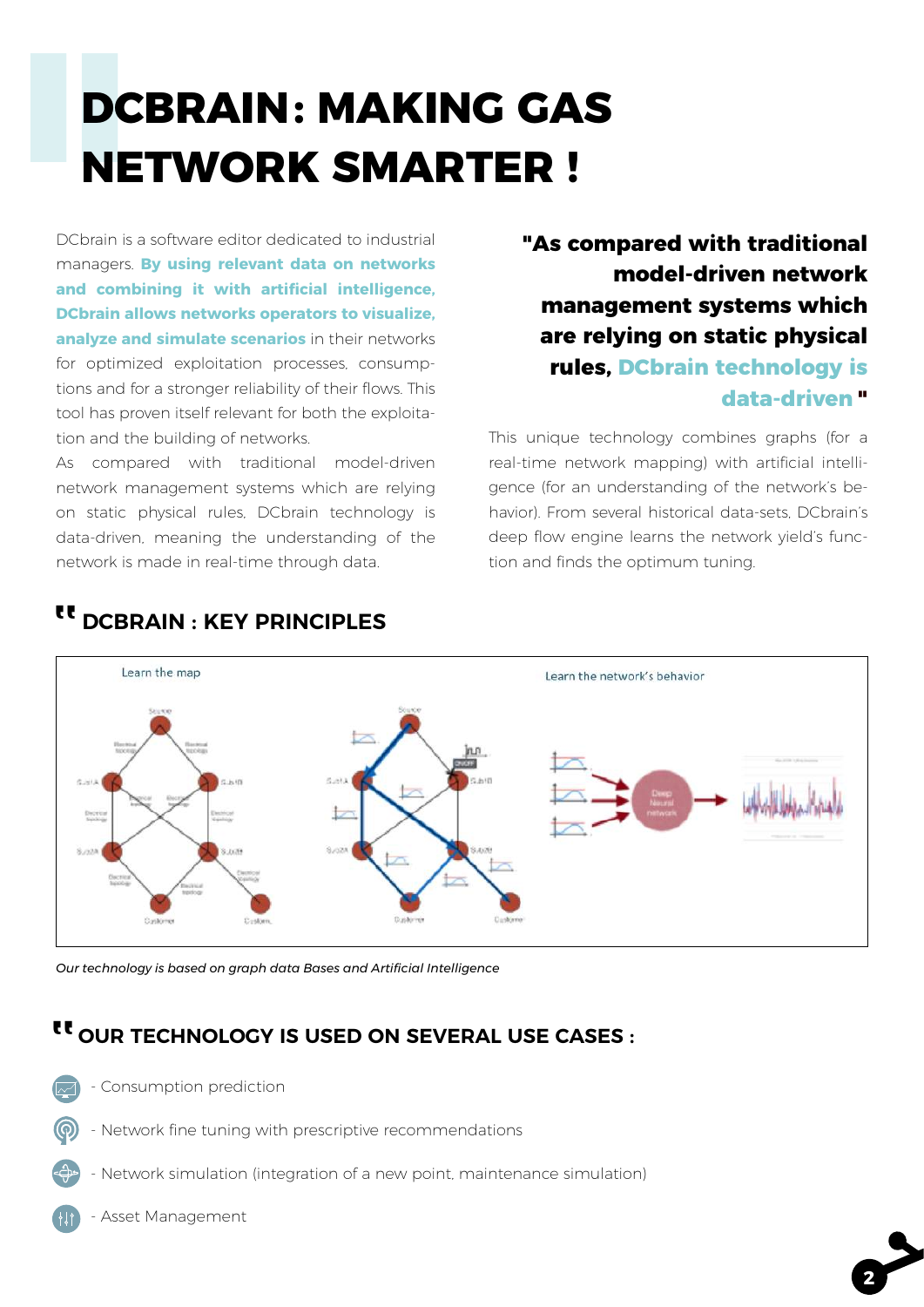# DCBRAIN: MAKING GAS NETWORK SMARTER !

DCbrain is a software editor dedicated to industrial managers. **By using relevant data on networks and combining it with artificial intelligence, DCbrain allows networks operators to visualize, analyze and simulate scenarios** in their networks for optimized exploitation processes, consumptions and for a stronger reliability of their flows. This tool has proven itself relevant for both the exploitation and the building of networks.

As compared with traditional model-driven network management systems which are relying on static physical rules, DCbrain technology is data-driven, meaning the understanding of the network is made in real-time through data.

**"As compared with traditional model-driven network management systems which are relying on static physical rules, DCbrain technology is data-driven "**

This unique technology combines graphs (for a real-time network mapping) with artificial intelligence (for an understanding of the network's behavior). From several historical data-sets, DCbrain's deep flow engine learns the network yield's function and finds the optimum tuning.

## DCBRAIN : KEY PRINCIPLES

*Our technology is based on graph data Bases and Artificial Intelligence*

## OUR TECHNOLOGY IS USED ON SEVERAL USE CASES :

- Consumption prediction
- Network fine tuning with prescriptive recommendations
- Network simulation (integration of a new point, maintenance simulation)
- Asset Management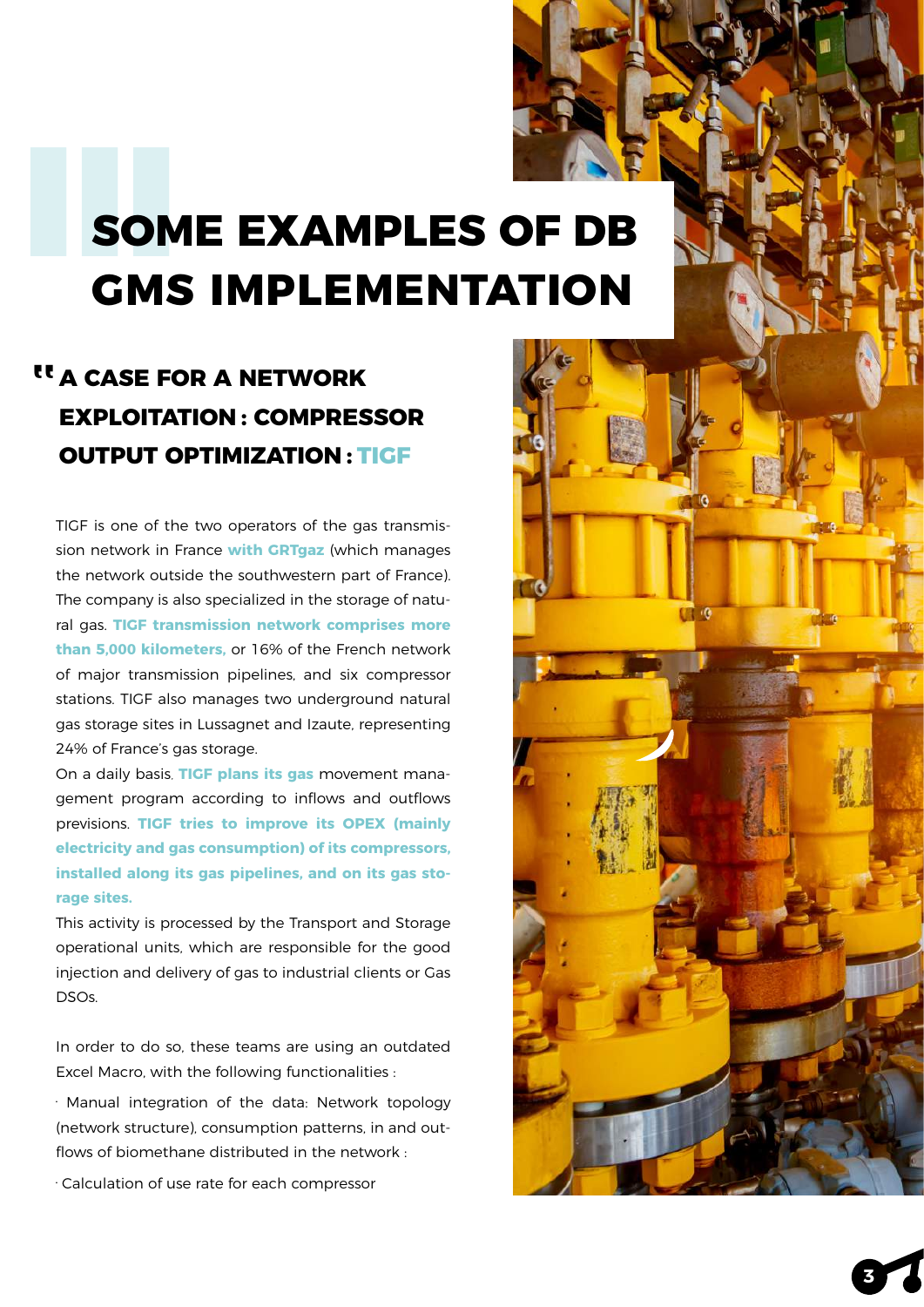# SOME EXAMPLES OF DB GMS IMPLEMENTATION

## A CASE FOR A NETWORK EXPLOITATION : COMPRESSOR OUTPUT OPTIMIZATION : TIGF

TIGF is one of the two operators of the gas transmission network in France **with GRTgaz** (which manages the network outside the southwestern part of France). The company is also specialized in the storage of natural gas. **TIGF transmission network comprises more than 5,000 kilometers,** or 16% of the French network of major transmission pipelines, and six compressor stations. TIGF also manages two underground natural gas storage sites in Lussagnet and Izaute, representing 24% of France's gas storage.

On a daily basis, **TIGF plans its gas** movement management program according to inflows and outflows previsions. **TIGF tries to improve its OPEX (mainly electricity and gas consumption) of its compressors, installed along its gas pipelines, and on its gas storage sites.**

This activity is processed by the Transport and Storage operational units, which are responsible for the good injection and delivery of gas to industrial clients or Gas DSOs.

In order to do so, these teams are using an outdated Excel Macro, with the following functionalities :

- Manual integration of the data: Network topology (network structure), consumption patterns, in and outflows of biomethane distributed in the network :
- Calculation of use rate for each compressor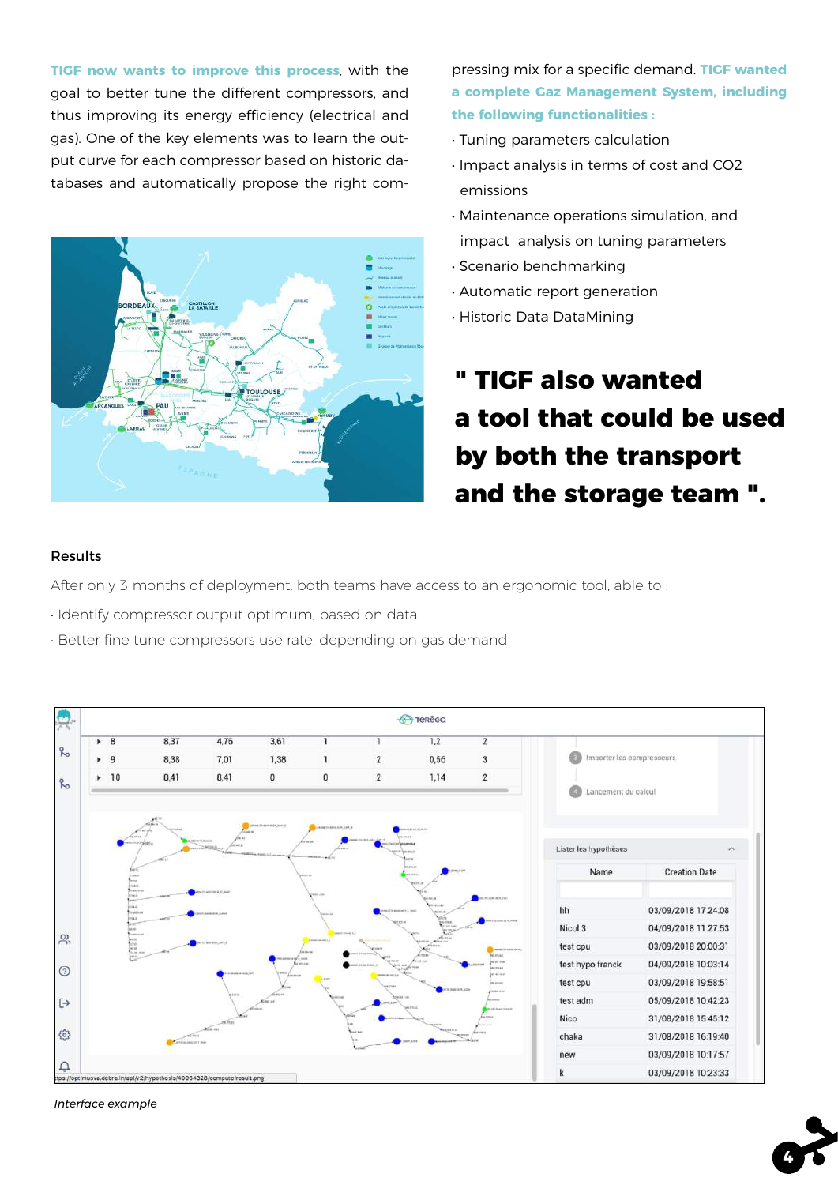**TIGF now wants to improve this process**, with the goal to better tune the different compressors, and thus improving its energy efficiency (electrical and gas). One of the key elements was to learn the output curve for each compressor based on historic databases and automatically propose the right compressing mix for a specific demand. **TIGF wanted a complete Gaz Management System, including the following functionalities :**

- Tuning parameters calculation
- Impact analysis in terms of cost and CO2 emissions
- Maintenance operations simulation, and impact analysis on tuning parameters
- Scenario benchmarking
- Automatic report generation
- Historic Data DataMining

## " TIGF also wanted a tool that could be used by both the transport and the storage team ".

### Results

After only 3 months of deployment, both teams have access to an ergonomic tool, able to :

- Identify compressor output optimum, based on data
- Better fine tune compressors use rate, depending on gas demand

*Interface example*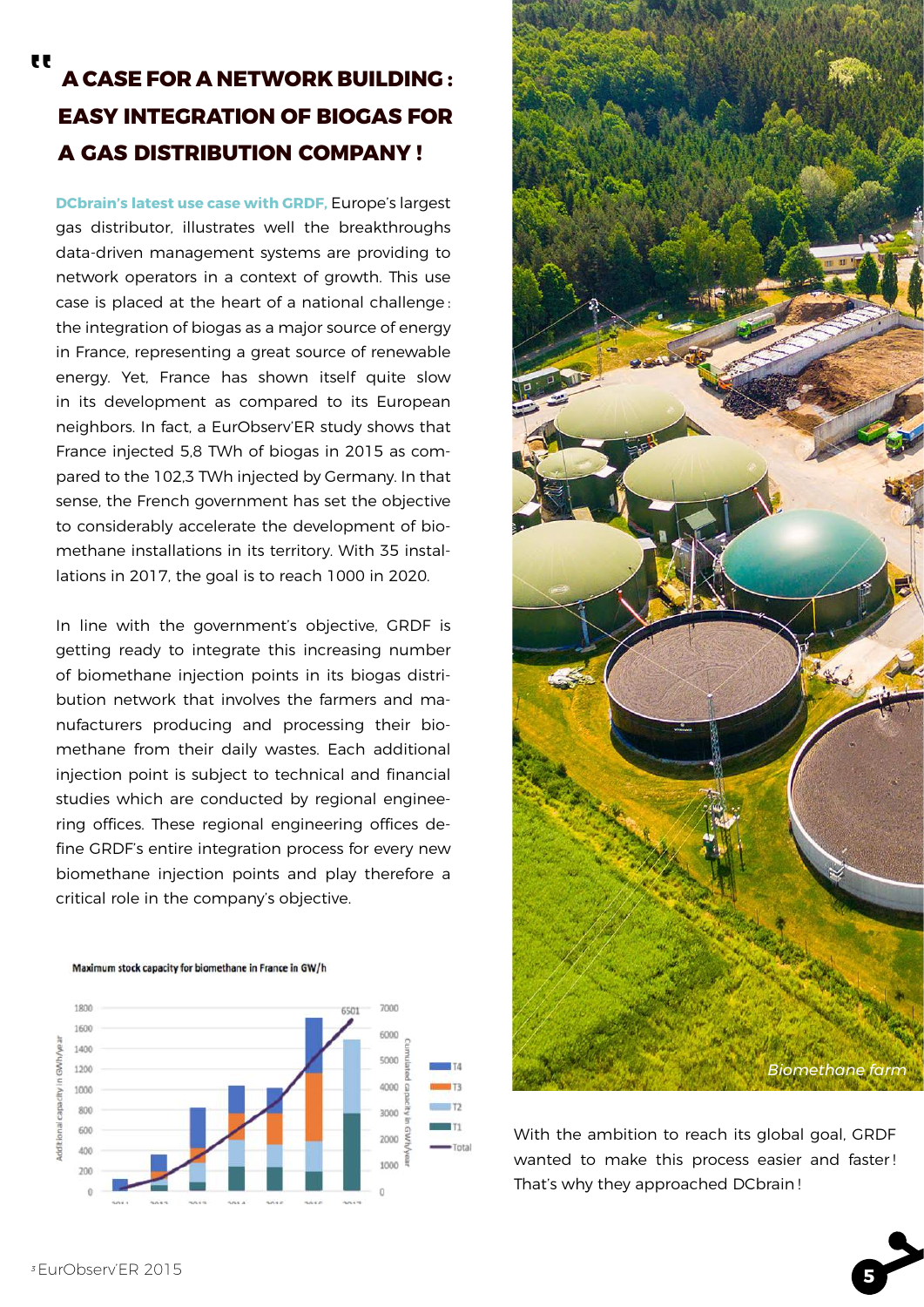## A CASE FOR A NETWORK BUILDING : EASY INTEGRATION OF BIOGAS FOR A GAS DISTRIBUTION COMPANY !

**DCbrain's latest use case with GRDF,** Europe's largest gas distributor, illustrates well the breakthroughs data-driven management systems are providing to network operators in a context of growth. This use case is placed at the heart of a national challenge : the integration of biogas as a major source of energy in France, representing a great source of renewable energy. Yet, France has shown itself quite slow in its development as compared to its European neighbors. In fact, a EurObserv'ER study shows that France injected 5,8 TWh of biogas in 2015 as compared to the 102,3 TWh injected by Germany. In that sense, the French government has set the objective to considerably accelerate the development of biomethane installations in its territory. With 35 installations in 2017, the goal is to reach 1000 in 2020.

In line with the government's objective, GRDF is getting ready to integrate this increasing number of biomethane injection points in its biogas distribution network that involves the farmers and manufacturers producing and processing their biomethane from their daily wastes. Each additional injection point is subject to technical and financial studies which are conducted by regional engineering offices. These regional engineering offices define GRDF's entire integration process for every new biomethane injection points and play therefore a critical role in the company's objective.

Maximum stock capacity for biomethane in France in GW/h

*Biomethane farm*

With the ambition to reach its global goal, GRDF wanted to make this process easier and faster ! That's why they approached DCbrain !

[3] EurObserv'ER 2015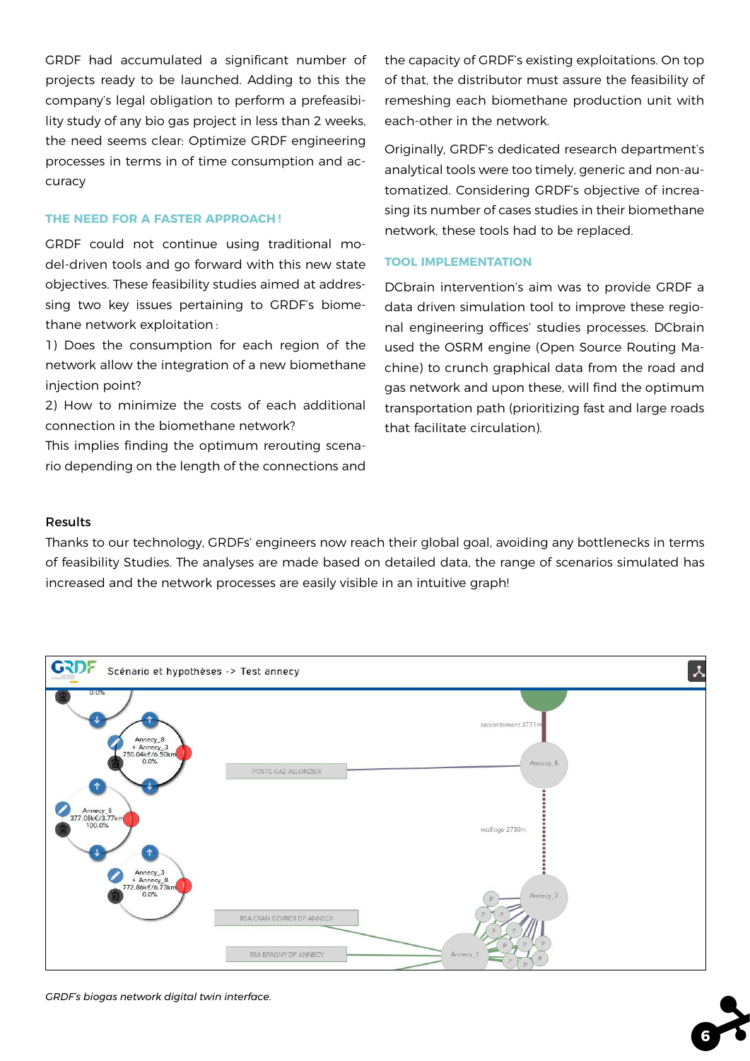GRDF had accumulated a significant number of projects ready to be launched. Adding to this the company's legal obligation to perform a prefeasibility study of any bio gas project in less than 2 weeks, the need seems clear: Optimize GRDF engineering processes in terms in of time consumption and accuracy

### THE NEED FOR A FASTER APPROACH !

GRDF could not continue using traditional model-driven tools and go forward with this new state objectives. These feasibility studies aimed at addressing two key issues pertaining to GRDF's biomethane network exploitation :

1) Does the consumption for each region of the network allow the integration of a new biomethane injection point?

2) How to minimize the costs of each additional connection in the biomethane network?

This implies finding the optimum rerouting scenario depending on the length of the connections and the capacity of GRDF's existing exploitations. On top of that, the distributor must assure the feasibility of remeshing each biomethane production unit with each-other in the network.

Originally, GRDF's dedicated research department's analytical tools were too timely, generic and non-automatized. Considering GRDF's objective of increasing its number of cases studies in their biomethane network, these tools had to be replaced.

### TOOL IMPLEMENTATION

DCbrain intervention's aim was to provide GRDF a data driven simulation tool to improve these regional engineering offices' studies processes. DCbrain used the OSRM engine (Open Source Routing Machine) to crunch graphical data from the road and gas network and upon these, will find the optimum transportation path (prioritizing fast and large roads that facilitate circulation).

### Results

Thanks to our technology, GRDFs' engineers now reach their global goal, avoiding any bottlenecks in terms of feasibility Studies. The analyses are made based on detailed data, the range of scenarios simulated has increased and the network processes are easily visible in an intuitive graph!

*GRDF's biogas network digital twin interface.*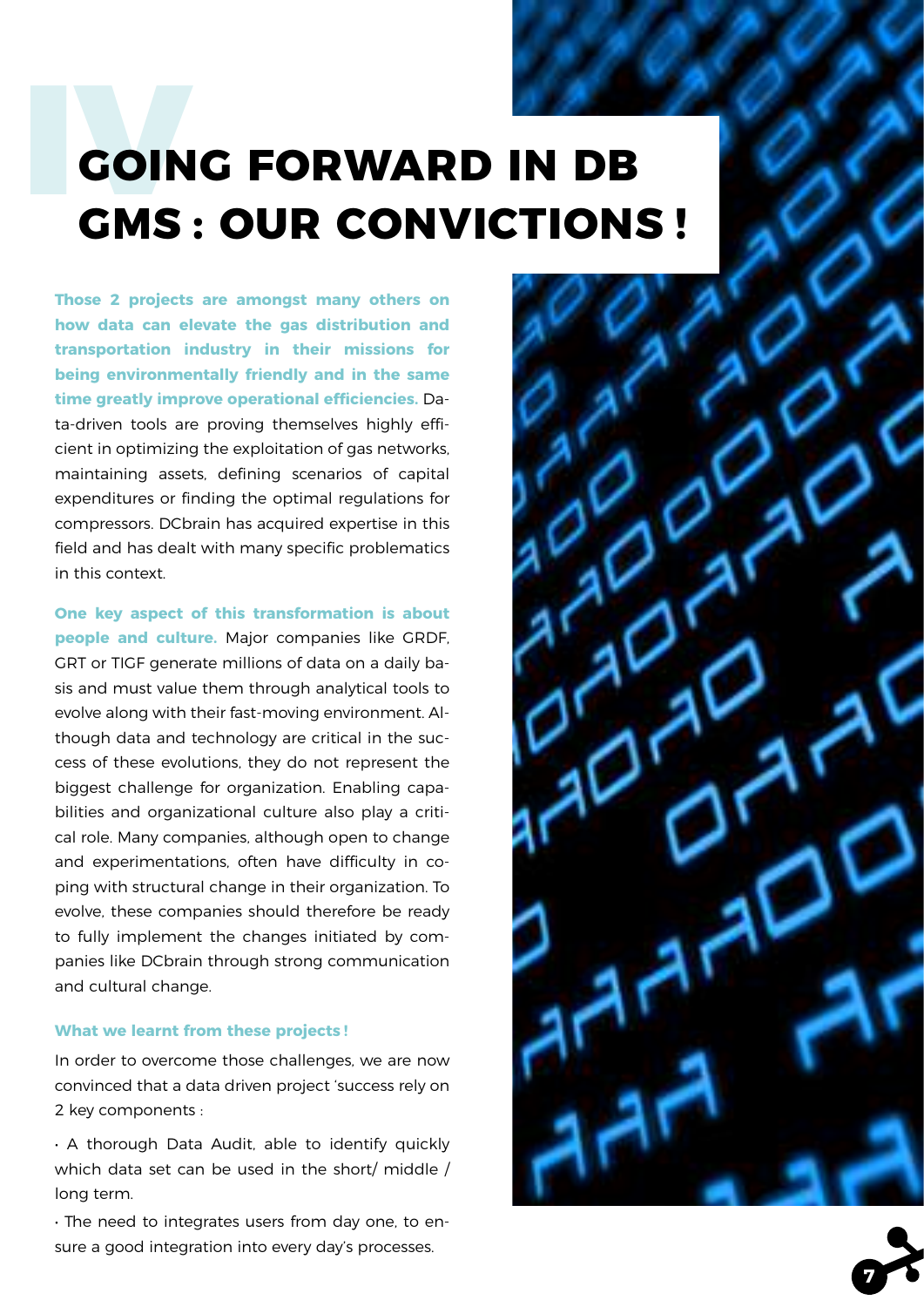# GOING FORWARD IN DB GMS : OUR CONVICTIONS !

**Those 2 projects are amongst many others on how data can elevate the gas distribution and transportation industry in their missions for being environmentally friendly and in the same time greatly improve operational efficiencies.** Data-driven tools are proving themselves highly efficient in optimizing the exploitation of gas networks, maintaining assets, defining scenarios of capital expenditures or finding the optimal regulations for compressors. DCbrain has acquired expertise in this field and has dealt with many specific problematics in this context.

**One key aspect of this transformation is about people and culture.** Major companies like GRDF, GRT or TIGF generate millions of data on a daily basis and must value them through analytical tools to evolve along with their fast-moving environment. Although data and technology are critical in the success of these evolutions, they do not represent the biggest challenge for organization. Enabling capabilities and organizational culture also play a critical role. Many companies, although open to change and experimentations, often have difficulty in coping with structural change in their organization. To evolve, these companies should therefore be ready to fully implement the changes initiated by companies like DCbrain through strong communication and cultural change.

**What we learnt from these projects !**

In order to overcome those challenges, we are now convinced that a data driven project 'success rely on 2 key components :

- A thorough Data Audit, able to identify quickly which data set can be used in the short/ middle / long term.
- The need to integrates users from day one, to ensure a good integration into every day's processes.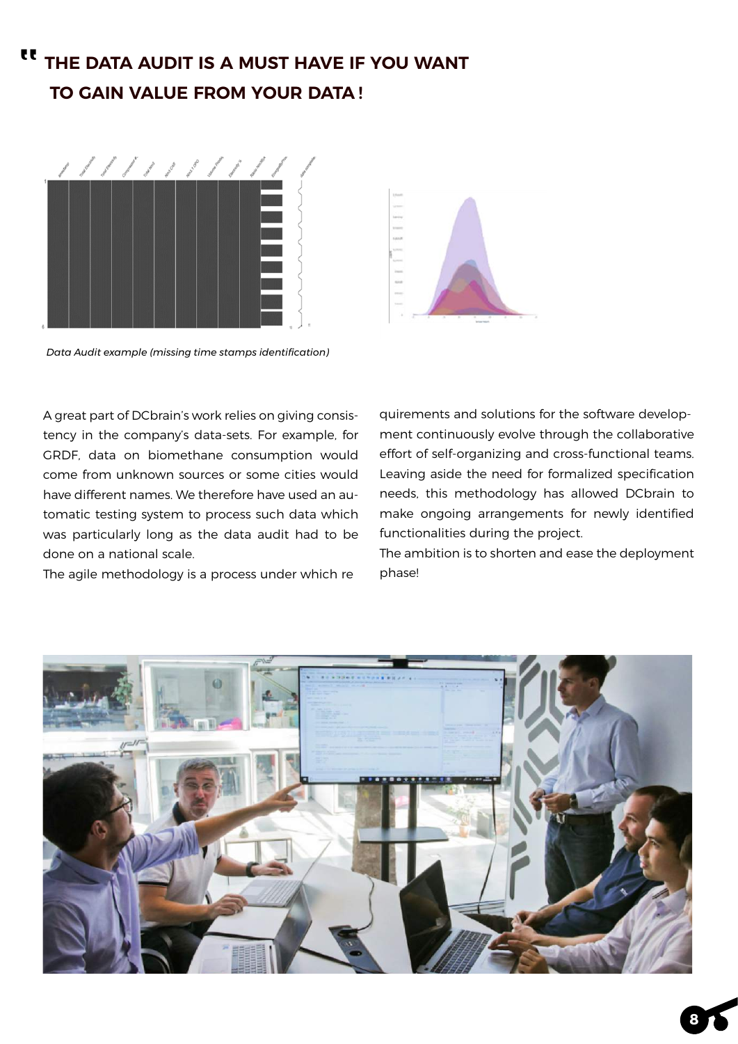# " THE DATA AUDIT IS A MUST HAVE IF YOU WANT TO GAIN VALUE FROM YOUR DATA !

*Data Audit example (missing time stamps identification)*

A great part of DCbrain's work relies on giving consistency in the company's data-sets. For example, for GRDF, data on biomethane consumption would come from unknown sources or some cities would have different names. We therefore have used an automatic testing system to process such data which was particularly long as the data audit had to be done on a national scale.

The agile methodology is a process under which requirements and solutions for the software development continuously evolve through the collaborative effort of self-organizing and cross-functional teams. Leaving aside the need for formalized specification needs, this methodology has allowed DCbrain to make ongoing arrangements for newly identified functionalities during the project.

The ambition is to shorten and ease the deployment phase!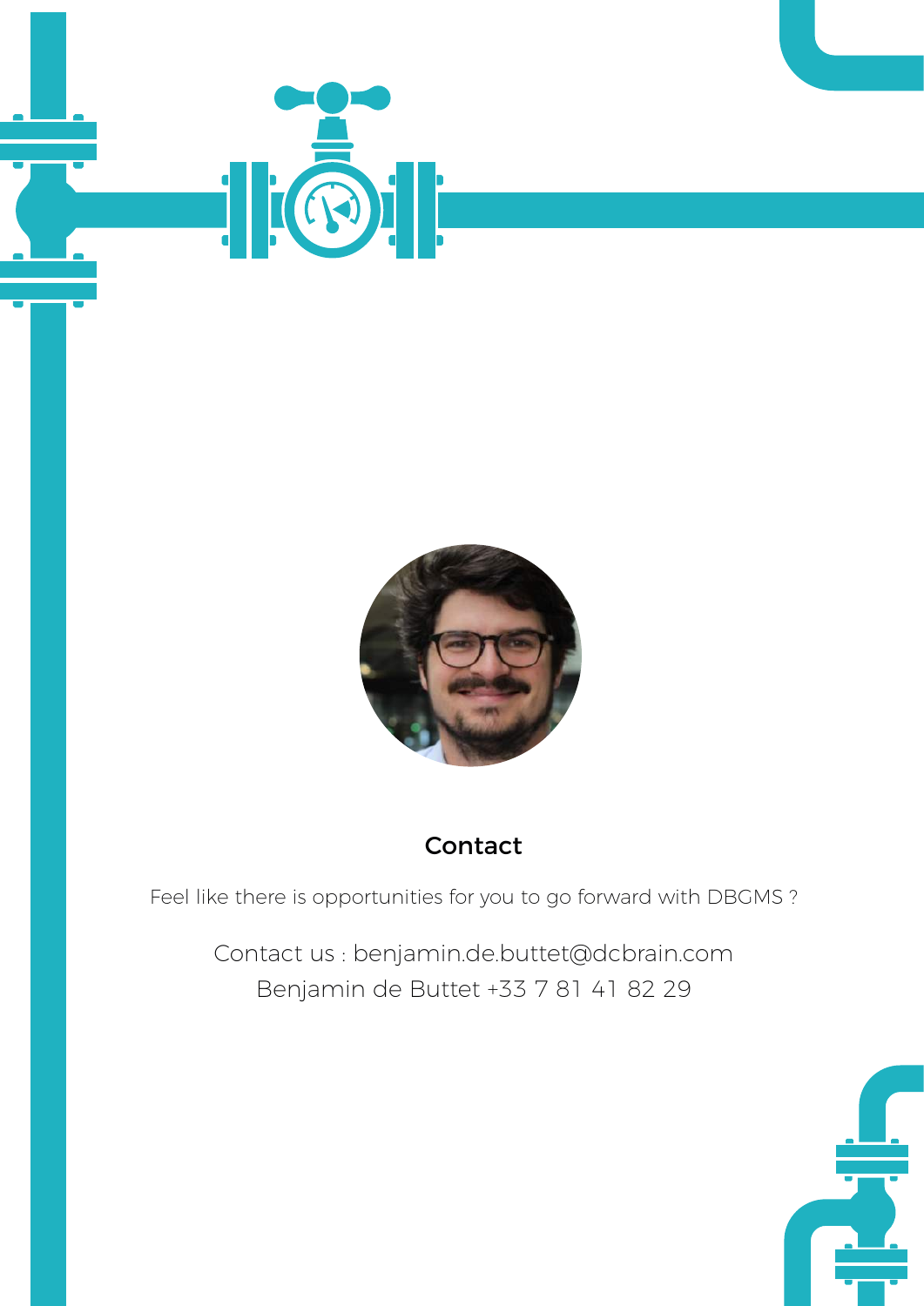## Contact

Feel like there is opportunities for you to go forward with DBGMS ?

Contact us : benjamin.de.buttet@dcbrain.com

Benjamin de Buttet +33 7 81 41 82 29